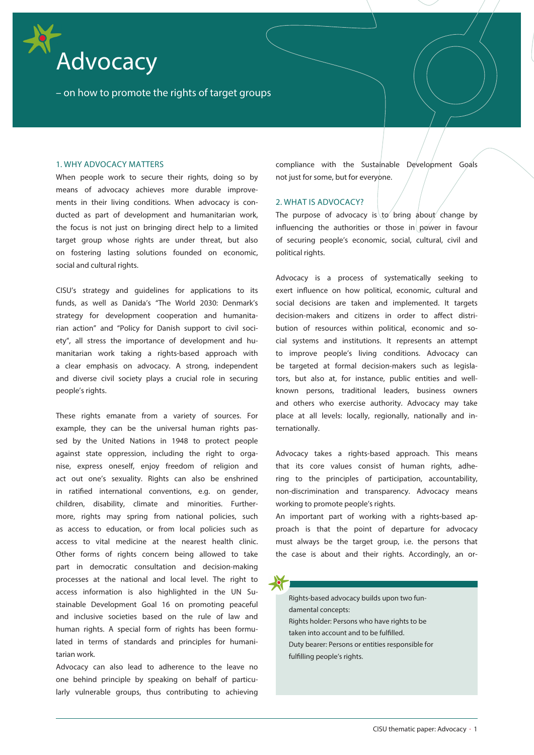# Advocacy

– on how to promote the rights of target groups

## 1. WHY ADVOCACY MATTERS

When people work to secure their rights, doing so by means of advocacy achieves more durable improvements in their living conditions. When advocacy is conducted as part of development and humanitarian work, the focus is not just on bringing direct help to a limited target group whose rights are under threat, but also on fostering lasting solutions founded on economic, social and cultural rights.

CISU's strategy and guidelines for applications to its funds, as well as Danida's "The World 2030: Denmark's strategy for development cooperation and humanitarian action" and "Policy for Danish support to civil society", all stress the importance of development and humanitarian work taking a rights-based approach with a clear emphasis on advocacy. A strong, independent and diverse civil society plays a crucial role in securing people's rights.

These rights emanate from a variety of sources. For example, they can be the universal human rights passed by the United Nations in 1948 to protect people against state oppression, including the right to organise, express oneself, enjoy freedom of religion and act out one's sexuality. Rights can also be enshrined in ratified international conventions, e.g. on gender, children, disability, climate and minorities. Furthermore, rights may spring from national policies, such as access to education, or from local policies such as access to vital medicine at the nearest health clinic. Other forms of rights concern being allowed to take part in democratic consultation and decision-making processes at the national and local level. The right to access information is also highlighted in the UN Sustainable Development Goal 16 on promoting peaceful and inclusive societies based on the rule of law and human rights. A special form of rights has been formulated in terms of standards and principles for humanitarian work.

Advocacy can also lead to adherence to the leave no one behind principle by speaking on behalf of particularly vulnerable groups, thus contributing to achieving compliance with the Sustainable Development Goals not just for some, but for everyone.

## 2. WHAT IS ADVOCACY?

The purpose of advocacy is to bring about change by influencing the authorities or those in power in favour of securing people's economic, social, cultural, civil and political rights.

Advocacy is a process of systematically seeking to exert influence on how political, economic, cultural and social decisions are taken and implemented. It targets decision-makers and citizens in order to affect distribution of resources within political, economic and social systems and institutions. It represents an attempt to improve people's living conditions. Advocacy can be targeted at formal decision-makers such as legislators, but also at, for instance, public entities and well-known persons, traditional leaders, business owners and others who exercise authority. Advocacy may take place at all levels: locally, regionally, nationally and internationally.

Advocacy takes a rights-based approach. This means that its core values consist of human rights, adhering to the principles of participation, accountability, non-discrimination and transparency. Advocacy means working to promote people's rights.

An important part of working with a rights-based approach is that the point of departure for advocacy must always be the target group, i.e. the persons that the case is about and their rights. Accordingly, an or-

> Rights-based advocacy builds upon two fundamental concepts:
> Rights holder: Persons who have rights to be taken into account and to be fulfilled.
> Duty bearer: Persons or entities responsible for fulfilling people's rights.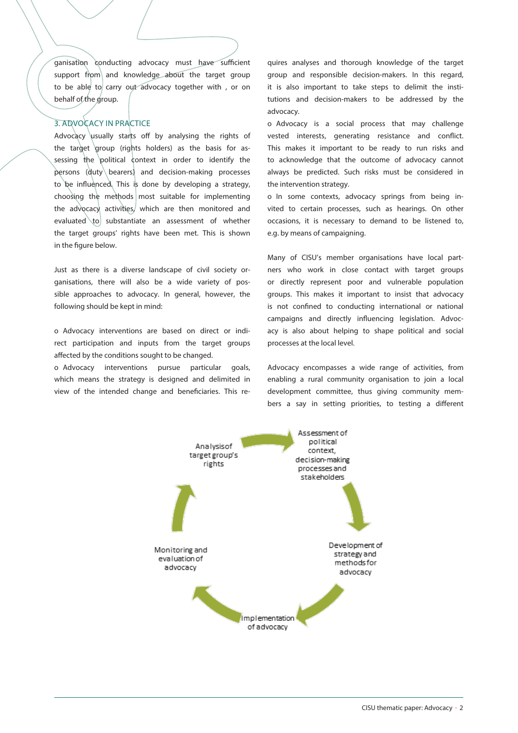ganisation conducting advocacy must have sufficient support from and knowledge about the target group to be able to carry out advocacy together with , or on behalf of the group.

## 3. ADVOCACY IN PRACTICE

Advocacy usually starts off by analysing the rights of the target group (rights holders) as the basis for assessing the political context in order to identify the persons (duty bearers) and decision-making processes to be influenced. This is done by developing a strategy, choosing the methods most suitable for implementing the advocacy activities, which are then monitored and evaluated to substantiate an assessment of whether the target groups' rights have been met. This is shown in the figure below.

Just as there is a diverse landscape of civil society organisations, there will also be a wide variety of possible approaches to advocacy. In general, however, the following should be kept in mind:

- Advocacy interventions are based on direct or indirect participation and inputs from the target groups affected by the conditions sought to be changed.
- Advocacy interventions pursue particular goals, which means the strategy is designed and delimited in view of the intended change and beneficiaries. This requires analyses and thorough knowledge of the target group and responsible decision-makers. In this regard, it is also important to take steps to delimit the institutions and decision-makers to be addressed by the advocacy.
- Advocacy is a social process that may challenge vested interests, generating resistance and conflict. This makes it important to be ready to run risks and to acknowledge that the outcome of advocacy cannot always be predicted. Such risks must be considered in the intervention strategy.
- In some contexts, advocacy springs from being invited to certain processes, such as hearings. On other occasions, it is necessary to demand to be listened to, e.g. by means of campaigning.

Many of CISU's member organisations have local partners who work in close contact with target groups or directly represent poor and vulnerable population groups. This makes it important to insist that advocacy is not confined to conducting international or national campaigns and directly influencing legislation. Advocacy is also about helping to shape political and social processes at the local level.

Advocacy encompasses a wide range of activities, from enabling a rural community organisation to join a local development committee, thus giving community members a say in setting priorities, to testing a different

Analysis of target group's rights → Assessment of political context, decision-making processes and stakeholders → Development of strategy and methods for advocacy → Implementation of advocacy → Monitoring and evaluation of advocacy → (back to Analysis of target group's rights)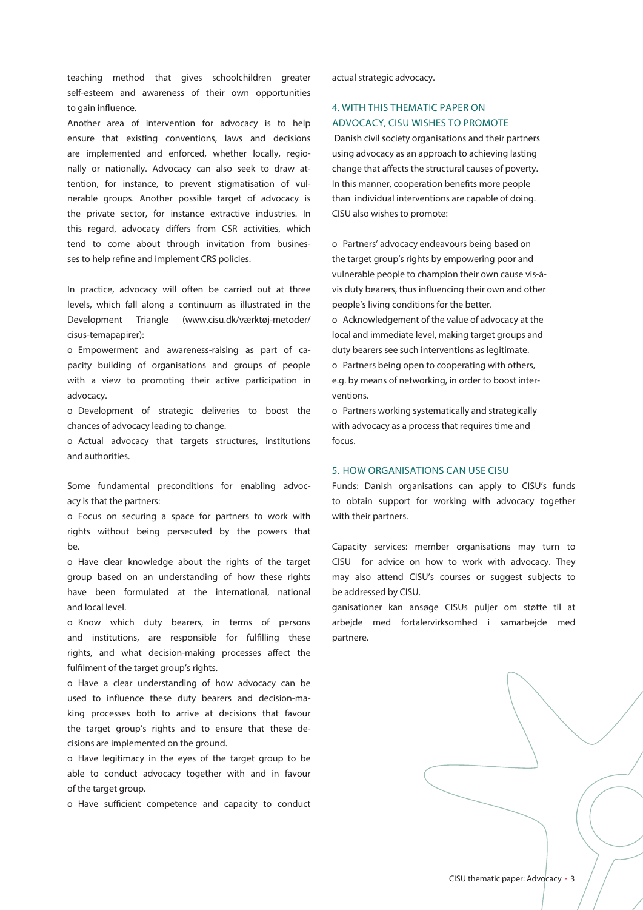teaching method that gives schoolchildren greater self-esteem and awareness of their own opportunities to gain influence.

Another area of intervention for advocacy is to help ensure that existing conventions, laws and decisions are implemented and enforced, whether locally, regionally or nationally. Advocacy can also seek to draw attention, for instance, to prevent stigmatisation of vulnerable groups. Another possible target of advocacy is the private sector, for instance extractive industries. In this regard, advocacy differs from CSR activities, which tend to come about through invitation from businesses to help refine and implement CRS policies.

In practice, advocacy will often be carried out at three levels, which fall along a continuum as illustrated in the Development Triangle (www.cisu.dk/værktøj-metoder/cisus-temapapirer):

- o Empowerment and awareness-raising as part of capacity building of organisations and groups of people with a view to promoting their active participation in advocacy.
- o Development of strategic deliveries to boost the chances of advocacy leading to change.
- o Actual advocacy that targets structures, institutions and authorities.

Some fundamental preconditions for enabling advocacy is that the partners:

- o Focus on securing a space for partners to work with rights without being persecuted by the powers that be.
- o Have clear knowledge about the rights of the target group based on an understanding of how these rights have been formulated at the international, national and local level.
- o Know which duty bearers, in terms of persons and institutions, are responsible for fulfilling these rights, and what decision-making processes affect the fulfilment of the target group's rights.
- o Have a clear understanding of how advocacy can be used to influence these duty bearers and decision-making processes both to arrive at decisions that favour the target group's rights and to ensure that these decisions are implemented on the ground.
- o Have legitimacy in the eyes of the target group to be able to conduct advocacy together with and in favour of the target group.
- o Have sufficient competence and capacity to conduct actual strategic advocacy.

## 4. WITH THIS THEMATIC PAPER ON ADVOCACY, CISU WISHES TO PROMOTE

Danish civil society organisations and their partners using advocacy as an approach to achieving lasting change that affects the structural causes of poverty. In this manner, cooperation benefits more people than individual interventions are capable of doing. CISU also wishes to promote:

- o Partners' advocacy endeavours being based on the target group's rights by empowering poor and vulnerable people to champion their own cause vis-à-vis duty bearers, thus influencing their own and other people's living conditions for the better.
- o Acknowledgement of the value of advocacy at the local and immediate level, making target groups and duty bearers see such interventions as legitimate.
- o Partners being open to cooperating with others, e.g. by means of networking, in order to boost interventions.
- o Partners working systematically and strategically with advocacy as a process that requires time and focus.

## 5. HOW ORGANISATIONS CAN USE CISU

Funds: Danish organisations can apply to CISU's funds to obtain support for working with advocacy together with their partners.

Capacity services: member organisations may turn to CISU for advice on how to work with advocacy. They may also attend CISU's courses or suggest subjects to be addressed by CISU.

ganisationer kan ansøge CISUs puljer om støtte til at arbejde med fortalervirksomhed i samarbejde med partnere.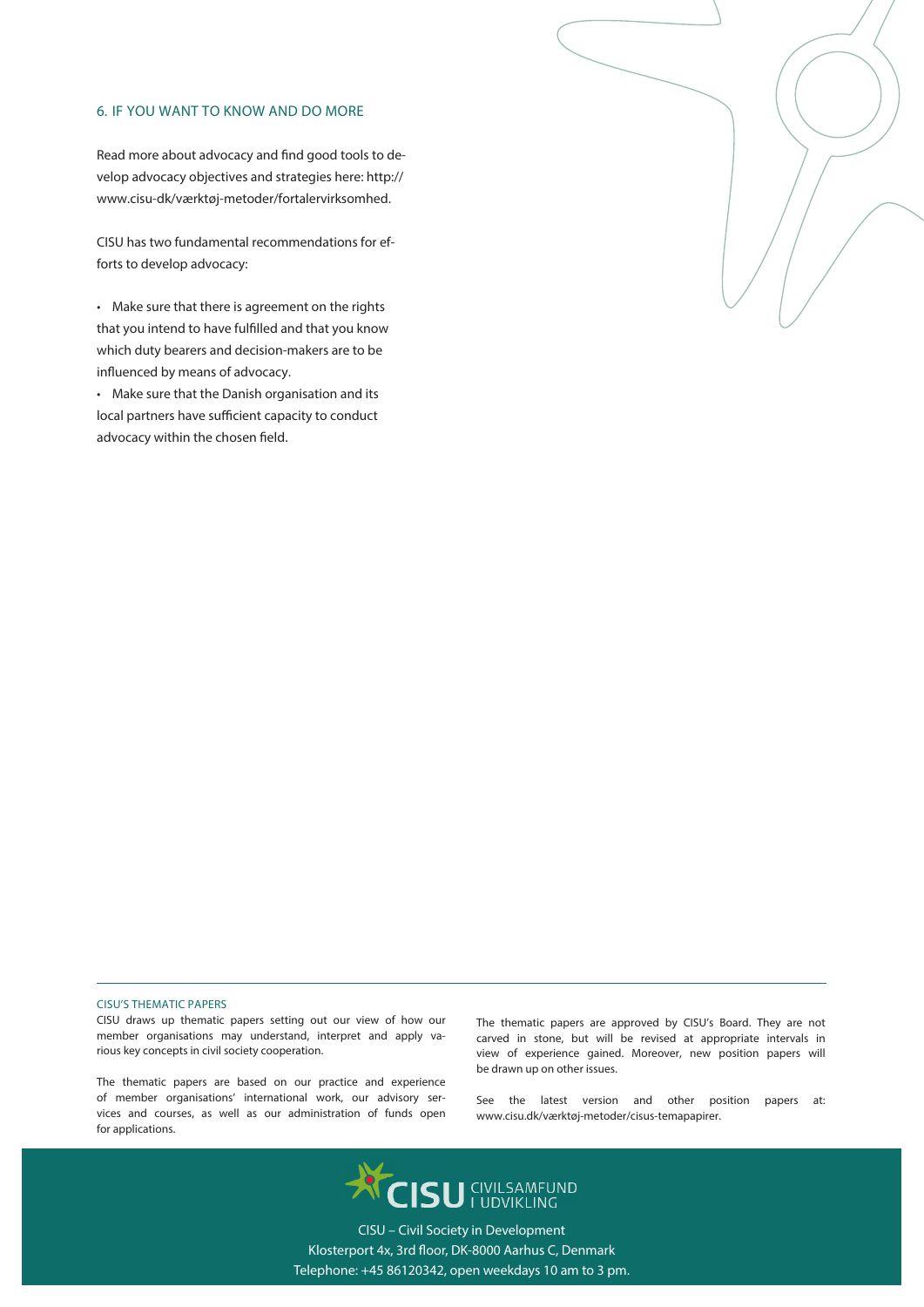## 6. IF YOU WANT TO KNOW AND DO MORE

Read more about advocacy and find good tools to develop advocacy objectives and strategies here: http://www.cisu-dk/værktøj-metoder/fortalervirksomhed.

CISU has two fundamental recommendations for efforts to develop advocacy:

- Make sure that there is agreement on the rights that you intend to have fulfilled and that you know which duty bearers and decision-makers are to be influenced by means of advocacy.
- Make sure that the Danish organisation and its local partners have sufficient capacity to conduct advocacy within the chosen field.

### CISU'S THEMATIC PAPERS

CISU draws up thematic papers setting out our view of how our member organisations may understand, interpret and apply various key concepts in civil society cooperation.

The thematic papers are based on our practice and experience of member organisations' international work, our advisory services and courses, as well as our administration of funds open for applications.

The thematic papers are approved by CISU's Board. They are not carved in stone, but will be revised at appropriate intervals in view of experience gained. Moreover, new position papers will be drawn up on other issues.

See the latest version and other position papers at: www.cisu.dk/værktøj-metoder/cisus-temapapirer.

CISU CIVILSAMFUND I UDVIKLING

CISU – Civil Society in Development
Klosterport 4x, 3rd floor, DK-8000 Aarhus C, Denmark
Telephone: +45 86120342, open weekdays 10 am to 3 pm.